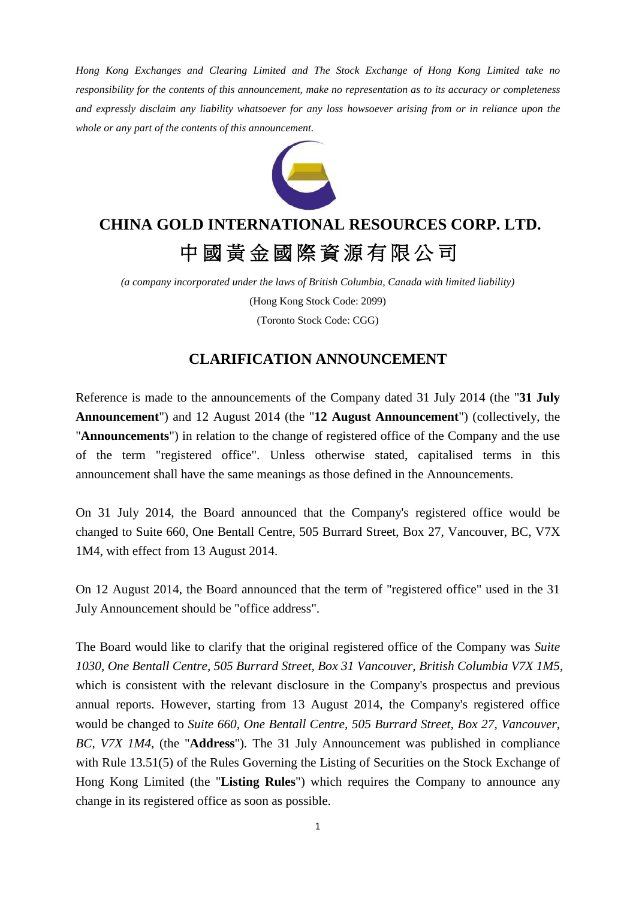*Hong Kong Exchanges and Clearing Limited and The Stock Exchange of Hong Kong Limited take no responsibility for the contents of this announcement, make no representation as to its accuracy or completeness and expressly disclaim any liability whatsoever for any loss howsoever arising from or in reliance upon the whole or any part of the contents of this announcement.*

# CHINA GOLD INTERNATIONAL RESOURCES CORP. LTD.

# 中國黃金國際資源有限公司

*(a company incorporated under the laws of British Columbia, Canada with limited liability)*

(Hong Kong Stock Code: 2099)

(Toronto Stock Code: CGG)

## CLARIFICATION ANNOUNCEMENT

Reference is made to the announcements of the Company dated 31 July 2014 (the "**31 July Announcement**") and 12 August 2014 (the "**12 August Announcement**") (collectively, the "**Announcements**") in relation to the change of registered office of the Company and the use of the term "registered office". Unless otherwise stated, capitalised terms in this announcement shall have the same meanings as those defined in the Announcements.

On 31 July 2014, the Board announced that the Company's registered office would be changed to Suite 660, One Bentall Centre, 505 Burrard Street, Box 27, Vancouver, BC, V7X 1M4, with effect from 13 August 2014.

On 12 August 2014, the Board announced that the term of "registered office" used in the 31 July Announcement should be "office address".

The Board would like to clarify that the original registered office of the Company was *Suite 1030, One Bentall Centre, 505 Burrard Street, Box 31 Vancouver, British Columbia V7X 1M5*, which is consistent with the relevant disclosure in the Company's prospectus and previous annual reports. However, starting from 13 August 2014, the Company's registered office would be changed to *Suite 660, One Bentall Centre, 505 Burrard Street, Box 27, Vancouver, BC, V7X 1M4*, (the "**Address**"). The 31 July Announcement was published in compliance with Rule 13.51(5) of the Rules Governing the Listing of Securities on the Stock Exchange of Hong Kong Limited (the "**Listing Rules**") which requires the Company to announce any change in its registered office as soon as possible.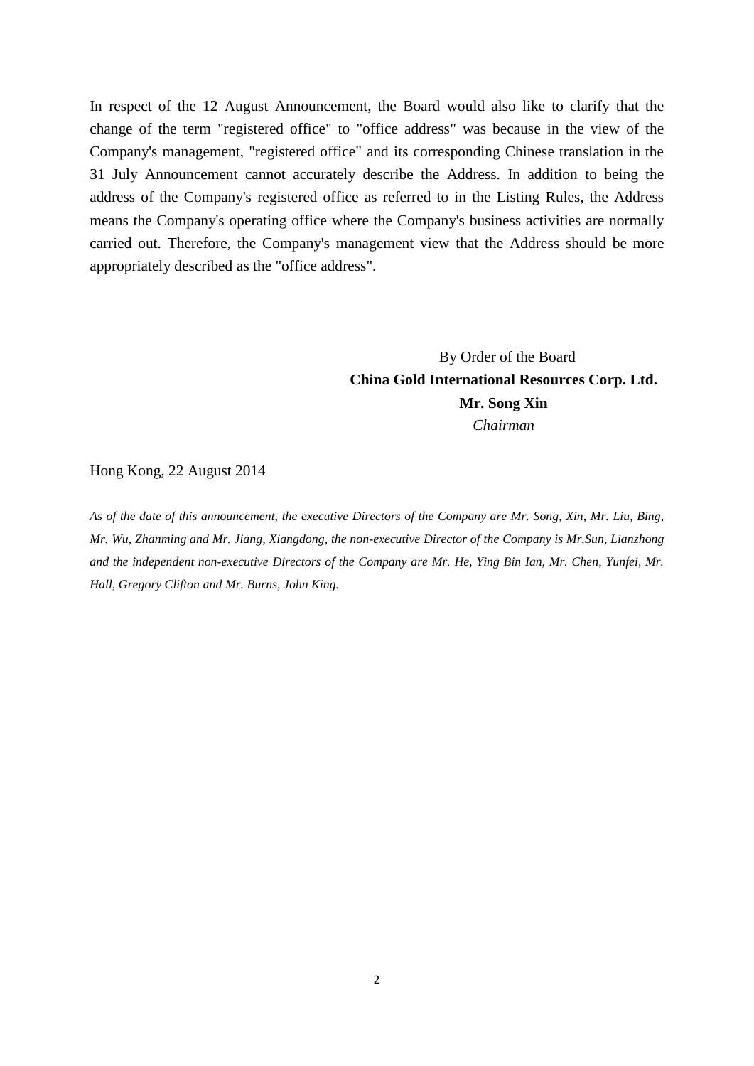In respect of the 12 August Announcement, the Board would also like to clarify that the change of the term "registered office" to "office address" was because in the view of the Company's management, "registered office" and its corresponding Chinese translation in the 31 July Announcement cannot accurately describe the Address. In addition to being the address of the Company's registered office as referred to in the Listing Rules, the Address means the Company's operating office where the Company's business activities are normally carried out. Therefore, the Company's management view that the Address should be more appropriately described as the "office address".

By Order of the Board
**China Gold International Resources Corp. Ltd.**
**Mr. Song Xin**
*Chairman*

Hong Kong, 22 August 2014

*As of the date of this announcement, the executive Directors of the Company are Mr. Song, Xin, Mr. Liu, Bing, Mr. Wu, Zhanming and Mr. Jiang, Xiangdong, the non-executive Director of the Company is Mr.Sun, Lianzhong and the independent non-executive Directors of the Company are Mr. He, Ying Bin Ian, Mr. Chen, Yunfei, Mr. Hall, Gregory Clifton and Mr. Burns, John King.*